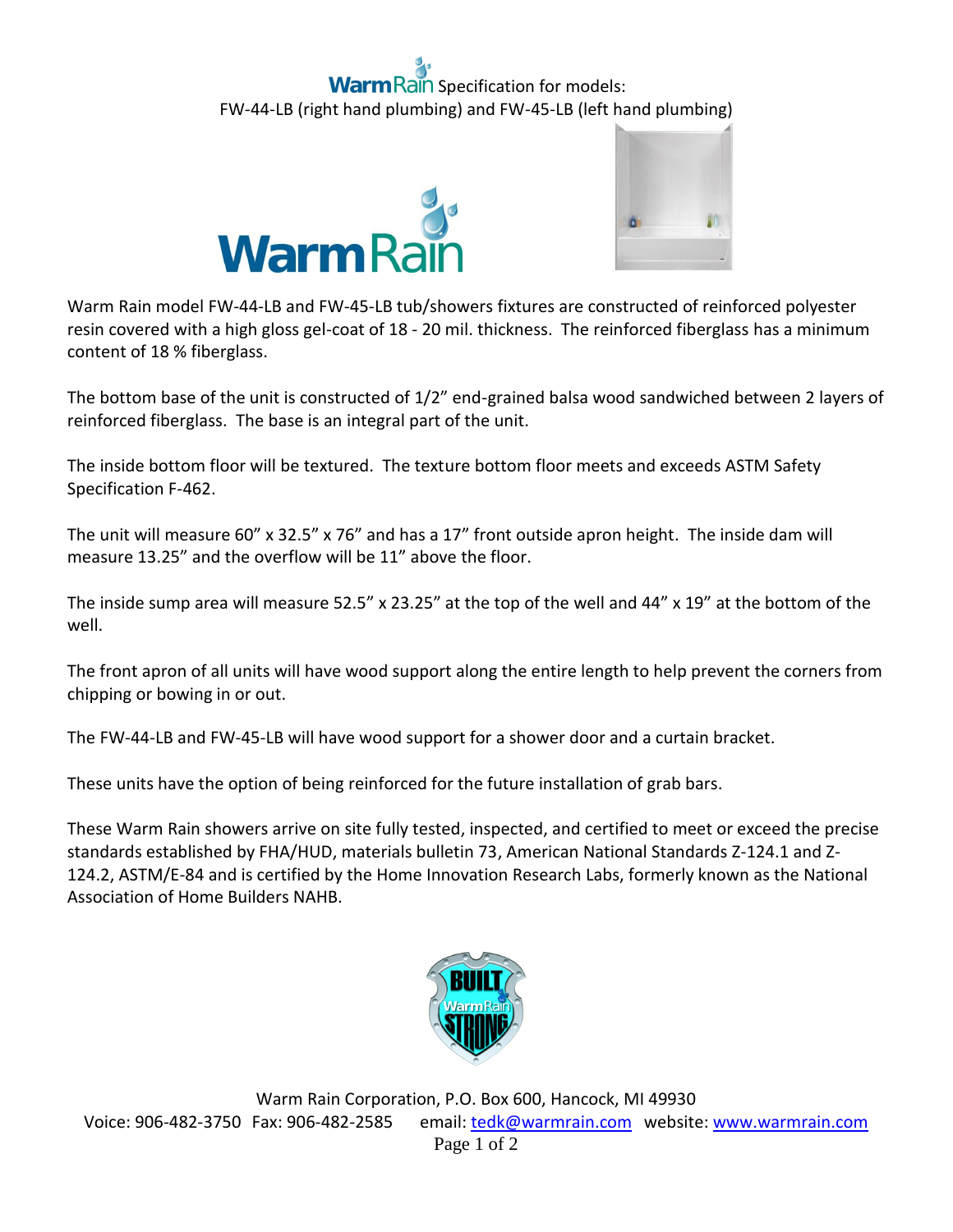# WarmRain Specification for models:

## FW-44-LB (right hand plumbing) and FW-45-LB (left hand plumbing)

Warm Rain model FW-44-LB and FW-45-LB tub/showers fixtures are constructed of reinforced polyester resin covered with a high gloss gel-coat of 18 - 20 mil. thickness. The reinforced fiberglass has a minimum content of 18 % fiberglass.

The bottom base of the unit is constructed of 1/2" end-grained balsa wood sandwiched between 2 layers of reinforced fiberglass. The base is an integral part of the unit.

The inside bottom floor will be textured. The texture bottom floor meets and exceeds ASTM Safety Specification F-462.

The unit will measure 60" x 32.5" x 76" and has a 17" front outside apron height. The inside dam will measure 13.25" and the overflow will be 11" above the floor.

The inside sump area will measure 52.5" x 23.25" at the top of the well and 44" x 19" at the bottom of the well.

The front apron of all units will have wood support along the entire length to help prevent the corners from chipping or bowing in or out.

The FW-44-LB and FW-45-LB will have wood support for a shower door and a curtain bracket.

These units have the option of being reinforced for the future installation of grab bars.

These Warm Rain showers arrive on site fully tested, inspected, and certified to meet or exceed the precise standards established by FHA/HUD, materials bulletin 73, American National Standards Z-124.1 and Z-124.2, ASTM/E-84 and is certified by the Home Innovation Research Labs, formerly known as the National Association of Home Builders NAHB.

BUILT WarmRain STRONG

Warm Rain Corporation, P.O. Box 600, Hancock, MI 49930
Voice: 906-482-3750 Fax: 906-482-2585 email: tedk@warmrain.com website: www.warmrain.com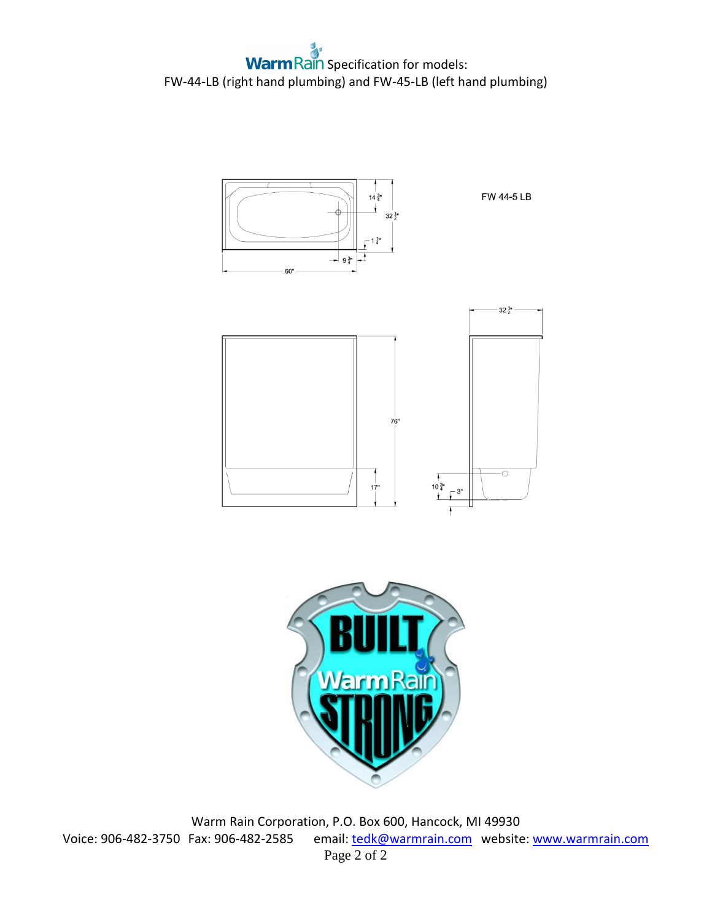WarmRain Specification for models:
FW-44-LB (right hand plumbing) and FW-45-LB (left hand plumbing)

FW 44-5 LB

14 3/4"

32 1/2"

1 1/4"

9 3/4"

60"

32 1/2"

76"

17"

10 3/4"

3"

BUILT WarmRain STRONG

Warm Rain Corporation, P.O. Box 600, Hancock, MI 49930
Voice: 906-482-3750 Fax: 906-482-2585 email: tedk@warmrain.com website: www.warmrain.com